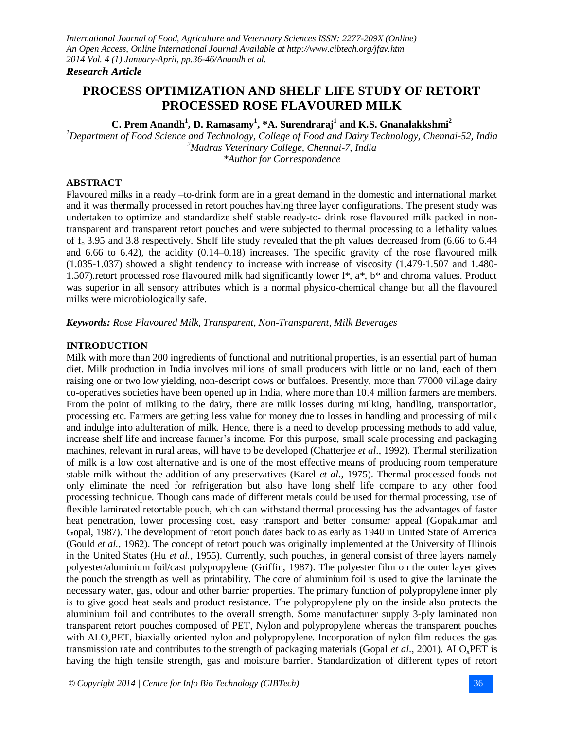*Research Article*

# PROCESS OPTIMIZATION AND SHELF LIFE STUDY OF RETORT PROCESSED ROSE FLAVOURED MILK

**C. Prem Anandh[1], D. Ramasamy[1], *A. Surendraraj[1] and K.S. Gnanalakkshmi[2]**

*[1]Department of Food Science and Technology, College of Food and Dairy Technology, Chennai-52, India*
*[2]Madras Veterinary College, Chennai-7, India*
**Author for Correspondence*

## ABSTRACT

Flavoured milks in a ready –to-drink form are in a great demand in the domestic and international market and it was thermally processed in retort pouches having three layer configurations. The present study was undertaken to optimize and standardize shelf stable ready-to- drink rose flavoured milk packed in non-transparent and transparent retort pouches and were subjected to thermal processing to a lethality values of $f_o$ 3.95 and 3.8 respectively. Shelf life study revealed that the ph values decreased from (6.66 to 6.44 and 6.66 to 6.42), the acidity (0.14–0.18) increases. The specific gravity of the rose flavoured milk (1.035-1.037) showed a slight tendency to increase with increase of viscosity (1.479-1.507 and 1.480-1.507).retort processed rose flavoured milk had significantly lower l*, a*, b* and chroma values. Product was superior in all sensory attributes which is a normal physico-chemical change but all the flavoured milks were microbiologically safe.

***Keywords:** Rose Flavoured Milk, Transparent, Non-Transparent, Milk Beverages*

## INTRODUCTION

Milk with more than 200 ingredients of functional and nutritional properties, is an essential part of human diet. Milk production in India involves millions of small producers with little or no land, each of them raising one or two low yielding, non-descript cows or buffaloes. Presently, more than 77000 village dairy co-operatives societies have been opened up in India, where more than 10.4 million farmers are members. From the point of milking to the dairy, there are milk losses during milking, handling, transportation, processing etc. Farmers are getting less value for money due to losses in handling and processing of milk and indulge into adulteration of milk. Hence, there is a need to develop processing methods to add value, increase shelf life and increase farmer's income. For this purpose, small scale processing and packaging machines, relevant in rural areas, will have to be developed (Chatterjee *et al*., 1992). Thermal sterilization of milk is a low cost alternative and is one of the most effective means of producing room temperature stable milk without the addition of any preservatives (Karel *et al*., 1975). Thermal processed foods not only eliminate the need for refrigeration but also have long shelf life compare to any other food processing technique. Though cans made of different metals could be used for thermal processing, use of flexible laminated retortable pouch, which can withstand thermal processing has the advantages of faster heat penetration, lower processing cost, easy transport and better consumer appeal (Gopakumar and Gopal, 1987). The development of retort pouch dates back to as early as 1940 in United State of America (Gould *et al.,* 1962). The concept of retort pouch was originally implemented at the University of Illinois in the United States (Hu *et al.,* 1955). Currently, such pouches, in general consist of three layers namely polyester/aluminium foil/cast polypropylene (Griffin, 1987). The polyester film on the outer layer gives the pouch the strength as well as printability. The core of aluminium foil is used to give the laminate the necessary water, gas, odour and other barrier properties. The primary function of polypropylene inner ply is to give good heat seals and product resistance. The polypropylene ply on the inside also protects the aluminium foil and contributes to the overall strength. Some manufacturer supply 3-ply laminated non transparent retort pouches composed of PET, Nylon and polypropylene whereas the transparent pouches with $ALO_x$PET, biaxially oriented nylon and polypropylene. Incorporation of nylon film reduces the gas transmission rate and contributes to the strength of packaging materials (Gopal *et al*., 2001). $ALO_x$PET is having the high tensile strength, gas and moisture barrier. Standardization of different types of retort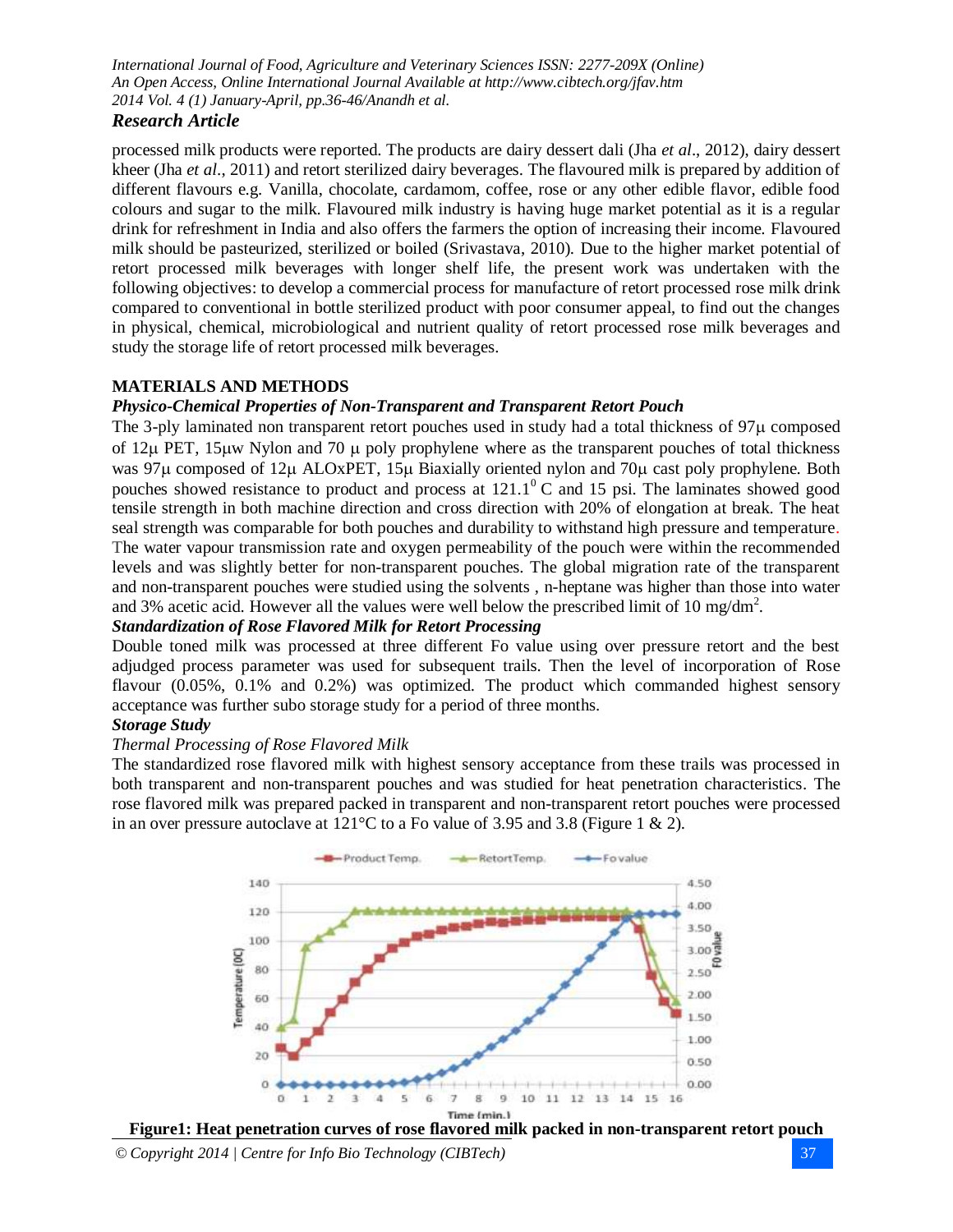processed milk products were reported. The products are dairy dessert dali (Jha *et al*., 2012), dairy dessert kheer (Jha *et al*., 2011) and retort sterilized dairy beverages. The flavoured milk is prepared by addition of different flavours e.g. Vanilla, chocolate, cardamom, coffee, rose or any other edible flavor, edible food colours and sugar to the milk. Flavoured milk industry is having huge market potential as it is a regular drink for refreshment in India and also offers the farmers the option of increasing their income. Flavoured milk should be pasteurized, sterilized or boiled (Srivastava, 2010). Due to the higher market potential of retort processed milk beverages with longer shelf life, the present work was undertaken with the following objectives: to develop a commercial process for manufacture of retort processed rose milk drink compared to conventional in bottle sterilized product with poor consumer appeal, to find out the changes in physical, chemical, microbiological and nutrient quality of retort processed rose milk beverages and study the storage life of retort processed milk beverages.

## MATERIALS AND METHODS

### *Physico-Chemical Properties of Non-Transparent and Transparent Retort Pouch*

The 3-ply laminated non transparent retort pouches used in study had a total thickness of 97μ composed of 12μ PET, 15μw Nylon and 70 μ poly prophylene where as the transparent pouches of total thickness was 97μ composed of 12μ ALOxPET, 15μ Biaxially oriented nylon and 70μ cast poly prophylene. Both pouches showed resistance to product and process at $121.1^0$ C and 15 psi. The laminates showed good tensile strength in both machine direction and cross direction with 20% of elongation at break. The heat seal strength was comparable for both pouches and durability to withstand high pressure and temperature. The water vapour transmission rate and oxygen permeability of the pouch were within the recommended levels and was slightly better for non-transparent pouches. The global migration rate of the transparent and non-transparent pouches were studied using the solvents , n-heptane was higher than those into water and 3% acetic acid. However all the values were well below the prescribed limit of 10 mg/dm$^2$.

### *Standardization of Rose Flavored Milk for Retort Processing*

Double toned milk was processed at three different Fo value using over pressure retort and the best adjudged process parameter was used for subsequent trails. Then the level of incorporation of Rose flavour (0.05%, 0.1% and 0.2%) was optimized. The product which commanded highest sensory acceptance was further subo storage study for a period of three months.

### *Storage Study*

*Thermal Processing of Rose Flavored Milk*

The standardized rose flavored milk with highest sensory acceptance from these trails was processed in both transparent and non-transparent pouches and was studied for heat penetration characteristics. The rose flavored milk was prepared packed in transparent and non-transparent retort pouches were processed in an over pressure autoclave at 121°C to a Fo value of 3.95 and 3.8 (Figure 1 & 2).

**Figure1: Heat penetration curves of rose flavored milk packed in non-transparent retort pouch**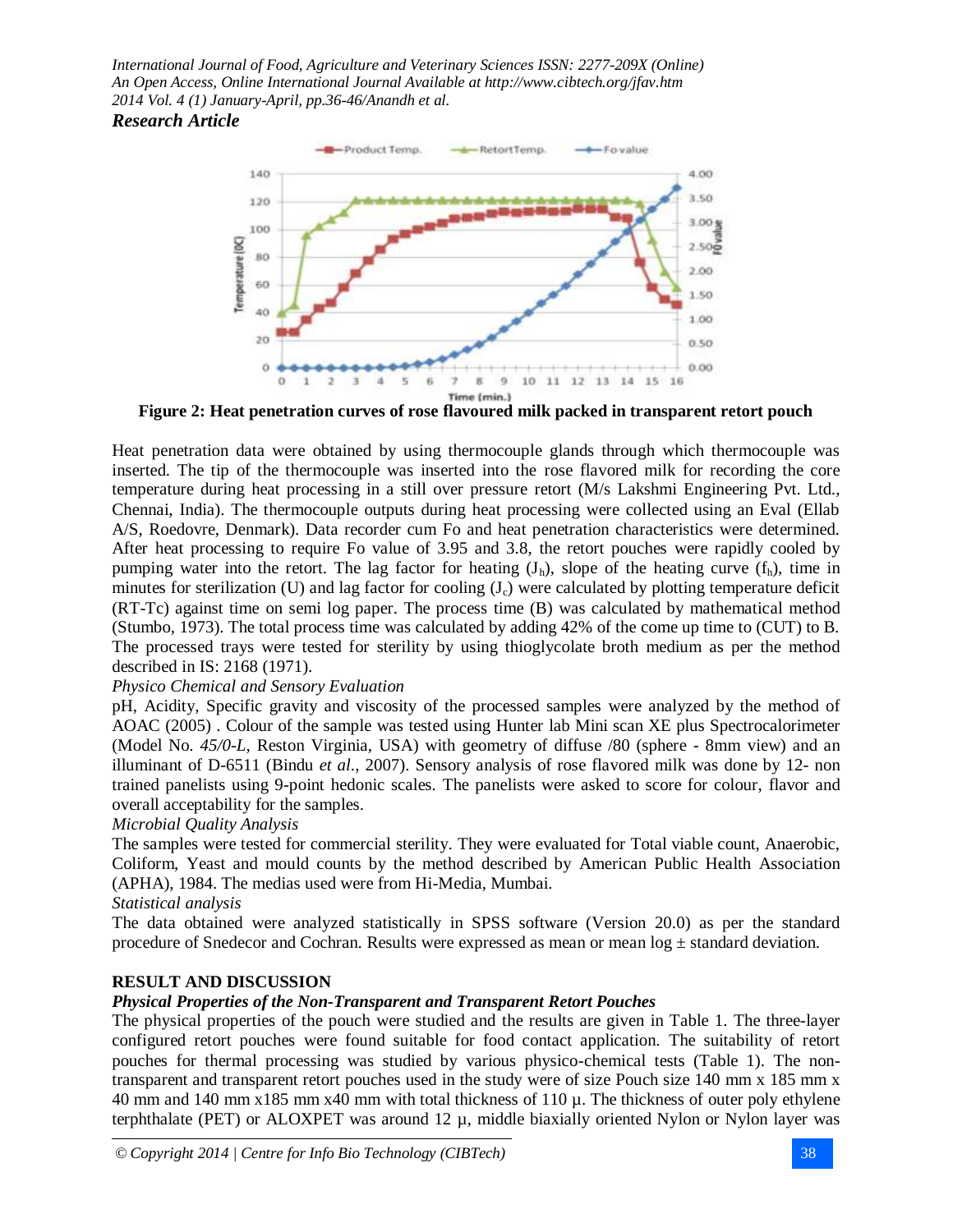Figure 2: Heat penetration curves of rose flavoured milk packed in transparent retort pouch

Heat penetration data were obtained by using thermocouple glands through which thermocouple was inserted. The tip of the thermocouple was inserted into the rose flavored milk for recording the core temperature during heat processing in a still over pressure retort (M/s Lakshmi Engineering Pvt. Ltd., Chennai, India). The thermocouple outputs during heat processing were collected using an Eval (Ellab A/S, Roedovre, Denmark). Data recorder cum Fo and heat penetration characteristics were determined. After heat processing to require Fo value of 3.95 and 3.8, the retort pouches were rapidly cooled by pumping water into the retort. The lag factor for heating ($J_h$), slope of the heating curve ($f_h$), time in minutes for sterilization (U) and lag factor for cooling ($J_c$) were calculated by plotting temperature deficit (RT-Tc) against time on semi log paper. The process time (B) was calculated by mathematical method (Stumbo, 1973). The total process time was calculated by adding 42% of the come up time to (CUT) to B. The processed trays were tested for sterility by using thioglycolate broth medium as per the method described in IS: 2168 (1971).

*Physico Chemical and Sensory Evaluation*

pH, Acidity, Specific gravity and viscosity of the processed samples were analyzed by the method of AOAC (2005) . Colour of the sample was tested using Hunter lab Mini scan XE plus Spectrocalorimeter (Model No. *45/0-L,* Reston Virginia, USA) with geometry of diffuse /80 (sphere - 8mm view) and an illuminant of D-6511 (Bindu *et al*., 2007). Sensory analysis of rose flavored milk was done by 12- non trained panelists using 9-point hedonic scales. The panelists were asked to score for colour, flavor and overall acceptability for the samples.

*Microbial Quality Analysis*

The samples were tested for commercial sterility. They were evaluated for Total viable count, Anaerobic, Coliform, Yeast and mould counts by the method described by American Public Health Association (APHA), 1984. The medias used were from Hi-Media, Mumbai.

*Statistical analysis*

The data obtained were analyzed statistically in SPSS software (Version 20.0) as per the standard procedure of Snedecor and Cochran. Results were expressed as mean or mean log ± standard deviation.

## RESULT AND DISCUSSION

***Physical Properties of the Non-Transparent and Transparent Retort Pouches***

The physical properties of the pouch were studied and the results are given in Table 1. The three-layer configured retort pouches were found suitable for food contact application. The suitability of retort pouches for thermal processing was studied by various physico-chemical tests (Table 1). The non-transparent and transparent retort pouches used in the study were of size Pouch size 140 mm x 185 mm x 40 mm and 140 mm x185 mm x40 mm with total thickness of 110 µ. The thickness of outer poly ethylene terphthalate (PET) or ALOXPET was around 12 µ, middle biaxially oriented Nylon or Nylon layer was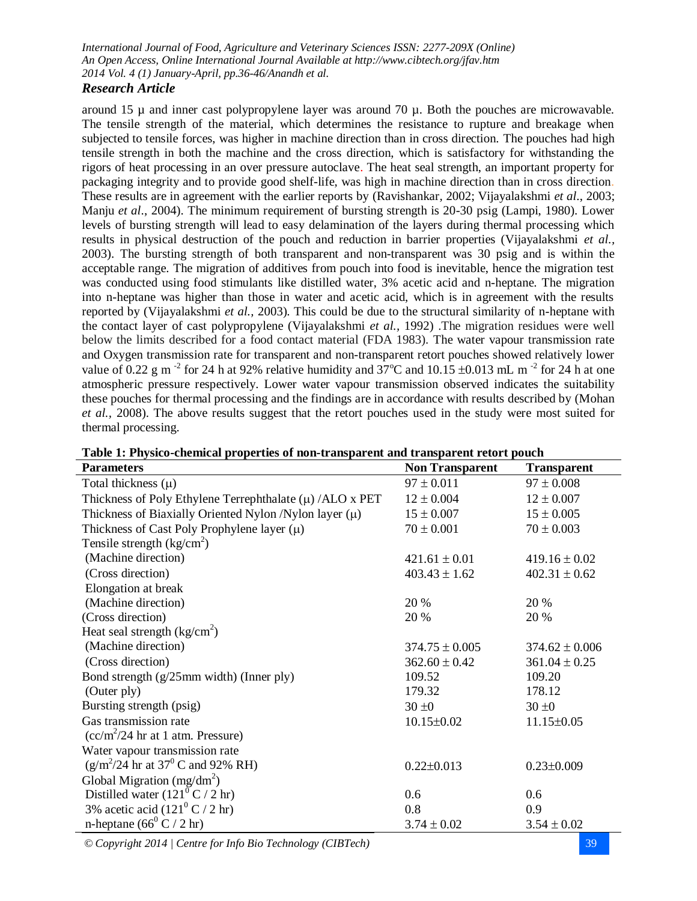around 15 μ and inner cast polypropylene layer was around 70 μ. Both the pouches are microwavable. The tensile strength of the material, which determines the resistance to rupture and breakage when subjected to tensile forces, was higher in machine direction than in cross direction. The pouches had high tensile strength in both the machine and the cross direction, which is satisfactory for withstanding the rigors of heat processing in an over pressure autoclave. The heat seal strength, an important property for packaging integrity and to provide good shelf-life, was high in machine direction than in cross direction. These results are in agreement with the earlier reports by (Ravishankar, 2002; Vijayalakshmi *et al*., 2003; Manju *et al*., 2004). The minimum requirement of bursting strength is 20-30 psig (Lampi, 1980). Lower levels of bursting strength will lead to easy delamination of the layers during thermal processing which results in physical destruction of the pouch and reduction in barrier properties (Vijayalakshmi *et al.,* 2003). The bursting strength of both transparent and non-transparent was 30 psig and is within the acceptable range. The migration of additives from pouch into food is inevitable, hence the migration test was conducted using food stimulants like distilled water, 3% acetic acid and n-heptane. The migration into n-heptane was higher than those in water and acetic acid, which is in agreement with the results reported by (Vijayalakshmi *et al.,* 2003). This could be due to the structural similarity of n-heptane with the contact layer of cast polypropylene (Vijayalakshmi *et al.,* 1992) .The migration residues were well below the limits described for a food contact material (FDA 1983). The water vapour transmission rate and Oxygen transmission rate for transparent and non-transparent retort pouches showed relatively lower value of 0.22 g m $^{-2}$ for 24 h at 92% relative humidity and 37$^{o}$C and 10.15 ±0.013 mL m $^{-2}$ for 24 h at one atmospheric pressure respectively. Lower water vapour transmission observed indicates the suitability these pouches for thermal processing and the findings are in accordance with results described by (Mohan *et al.,* 2008). The above results suggest that the retort pouches used in the study were most suited for thermal processing.

**Table 1: Physico-chemical properties of non-transparent and transparent retort pouch**

| Parameters | Non Transparent | Transparent |
|---|---|---|
| Total thickness (μ) | 97 ± 0.011 | 97 ± 0.008 |
| Thickness of Poly Ethylene Terrephthalate (μ) /ALO x PET | 12 ± 0.004 | 12 ± 0.007 |
| Thickness of Biaxially Oriented Nylon /Nylon layer (μ) | 15 ± 0.007 | 15 ± 0.005 |
| Thickness of Cast Poly Prophylene layer (μ) | 70 ± 0.001 | 70 ± 0.003 |
| Tensile strength (kg/cm$^2$) | | |
| (Machine direction) | 421.61 ± 0.01 | 419.16 ± 0.02 |
| (Cross direction) | 403.43 ± 1.62 | 402.31 ± 0.62 |
| Elongation at break | | |
| (Machine direction) | 20 % | 20 % |
| (Cross direction) | 20 % | 20 % |
| Heat seal strength (kg/cm$^2$) | | |
| (Machine direction) | 374.75 ± 0.005 | 374.62 ± 0.006 |
| (Cross direction) | 362.60 ± 0.42 | 361.04 ± 0.25 |
| Bond strength (g/25mm width) (Inner ply) | 109.52 | 109.20 |
| (Outer ply) | 179.32 | 178.12 |
| Bursting strength (psig) | 30 ±0 | 30 ±0 |
| Gas transmission rate (cc/m$^2$/24 hr at 1 atm. Pressure) | 10.15±0.02 | 11.15±0.05 |
| Water vapour transmission rate (g/m$^2$/24 hr at 37$^0$ C and 92% RH) | 0.22±0.013 | 0.23±0.009 |
| Global Migration (mg/dm$^2$) | | |
| Distilled water (121$^0$ C / 2 hr) | 0.6 | 0.6 |
| 3% acetic acid (121$^0$ C / 2 hr) | 0.8 | 0.9 |
| n-heptane (66$^0$ C / 2 hr) | 3.74 ± 0.02 | 3.54 ± 0.02 |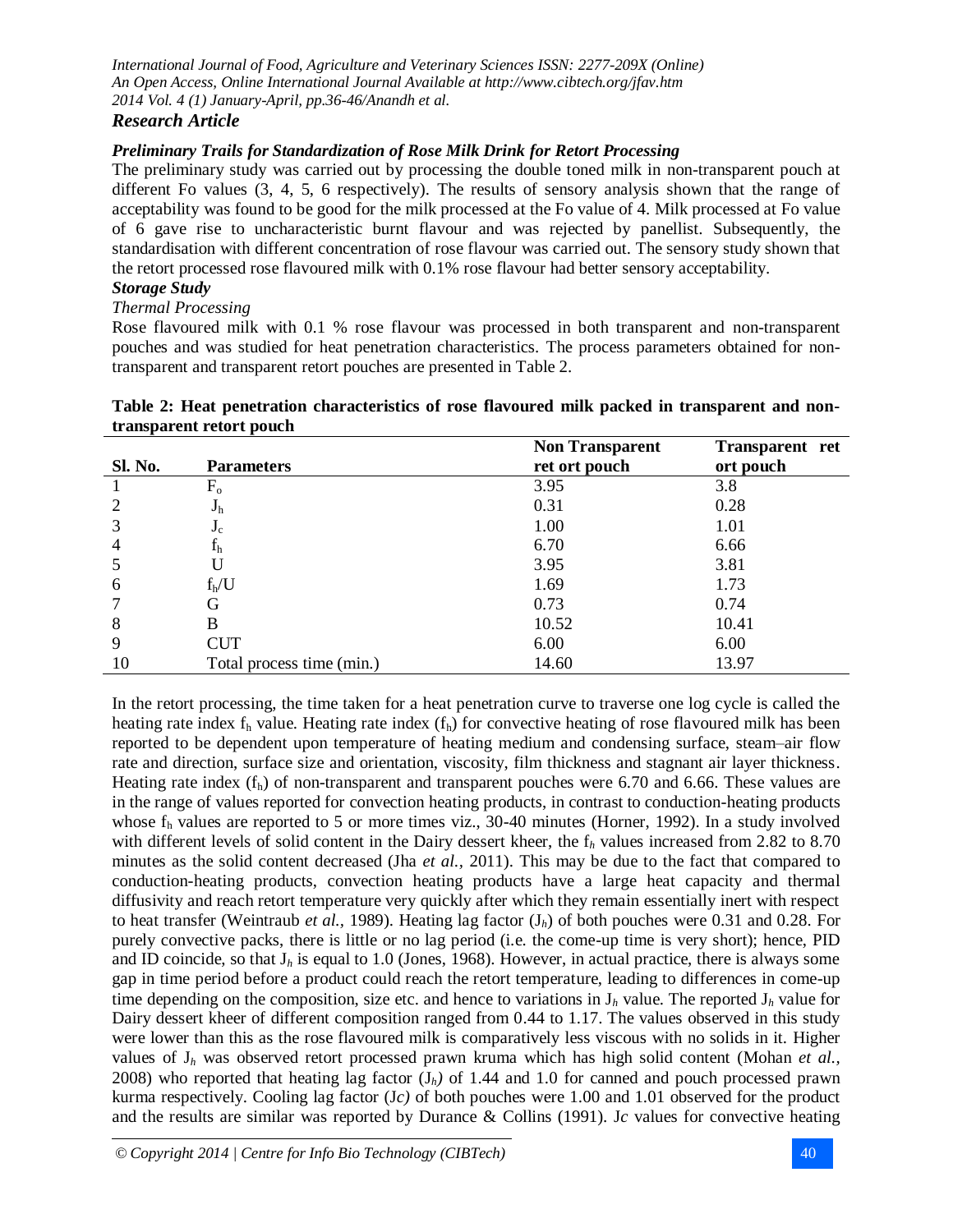*Research Article*

***Preliminary Trails for Standardization of Rose Milk Drink for Retort Processing***

The preliminary study was carried out by processing the double toned milk in non-transparent pouch at different Fo values (3, 4, 5, 6 respectively). The results of sensory analysis shown that the range of acceptability was found to be good for the milk processed at the Fo value of 4. Milk processed at Fo value of 6 gave rise to uncharacteristic burnt flavour and was rejected by panellist. Subsequently, the standardisation with different concentration of rose flavour was carried out. The sensory study shown that the retort processed rose flavoured milk with 0.1% rose flavour had better sensory acceptability.

***Storage Study***

*Thermal Processing*

Rose flavoured milk with 0.1 % rose flavour was processed in both transparent and non-transparent pouches and was studied for heat penetration characteristics. The process parameters obtained for non-transparent and transparent retort pouches are presented in Table 2.

**Table 2: Heat penetration characteristics of rose flavoured milk packed in transparent and non-transparent retort pouch**

| Sl. No. | Parameters | Non Transparent ret ort pouch | Transparent ret ort pouch |
|---|---|---|---|
| 1 | $F_o$ | 3.95 | 3.8 |
| 2 | $J_h$ | 0.31 | 0.28 |
| 3 | $J_c$ | 1.00 | 1.01 |
| 4 | $f_h$ | 6.70 | 6.66 |
| 5 | U | 3.95 | 3.81 |
| 6 | $f_h/U$ | 1.69 | 1.73 |
| 7 | G | 0.73 | 0.74 |
| 8 | B | 10.52 | 10.41 |
| 9 | CUT | 6.00 | 6.00 |
| 10 | Total process time (min.) | 14.60 | 13.97 |

In the retort processing, the time taken for a heat penetration curve to traverse one log cycle is called the heating rate index $f_h$ value. Heating rate index ($f_h$) for convective heating of rose flavoured milk has been reported to be dependent upon temperature of heating medium and condensing surface, steam–air flow rate and direction, surface size and orientation, viscosity, film thickness and stagnant air layer thickness. Heating rate index ($f_h$) of non-transparent and transparent pouches were 6.70 and 6.66. These values are in the range of values reported for convection heating products, in contrast to conduction-heating products whose $f_h$ values are reported to 5 or more times viz., 30-40 minutes (Horner, 1992). In a study involved with different levels of solid content in the Dairy dessert kheer, the $f_h$ values increased from 2.82 to 8.70 minutes as the solid content decreased (Jha *et al.,* 2011). This may be due to the fact that compared to conduction-heating products, convection heating products have a large heat capacity and thermal diffusivity and reach retort temperature very quickly after which they remain essentially inert with respect to heat transfer (Weintraub *et al.,* 1989). Heating lag factor ($J_h$) of both pouches were 0.31 and 0.28. For purely convective packs, there is little or no lag period (i.e. the come-up time is very short); hence, PID and ID coincide, so that $J_h$ is equal to 1.0 (Jones, 1968). However, in actual practice, there is always some gap in time period before a product could reach the retort temperature, leading to differences in come-up time depending on the composition, size etc. and hence to variations in $J_h$ value. The reported $J_h$ value for Dairy dessert kheer of different composition ranged from 0.44 to 1.17. The values observed in this study were lower than this as the rose flavoured milk is comparatively less viscous with no solids in it. Higher values of $J_h$ was observed retort processed prawn kruma which has high solid content (Mohan *et al.,* 2008) who reported that heating lag factor ($J_h$) of 1.44 and 1.0 for canned and pouch processed prawn kurma respectively. Cooling lag factor ($Jc$) of both pouches were 1.00 and 1.01 observed for the product and the results are similar was reported by Durance & Collins (1991). $Jc$ values for convective heating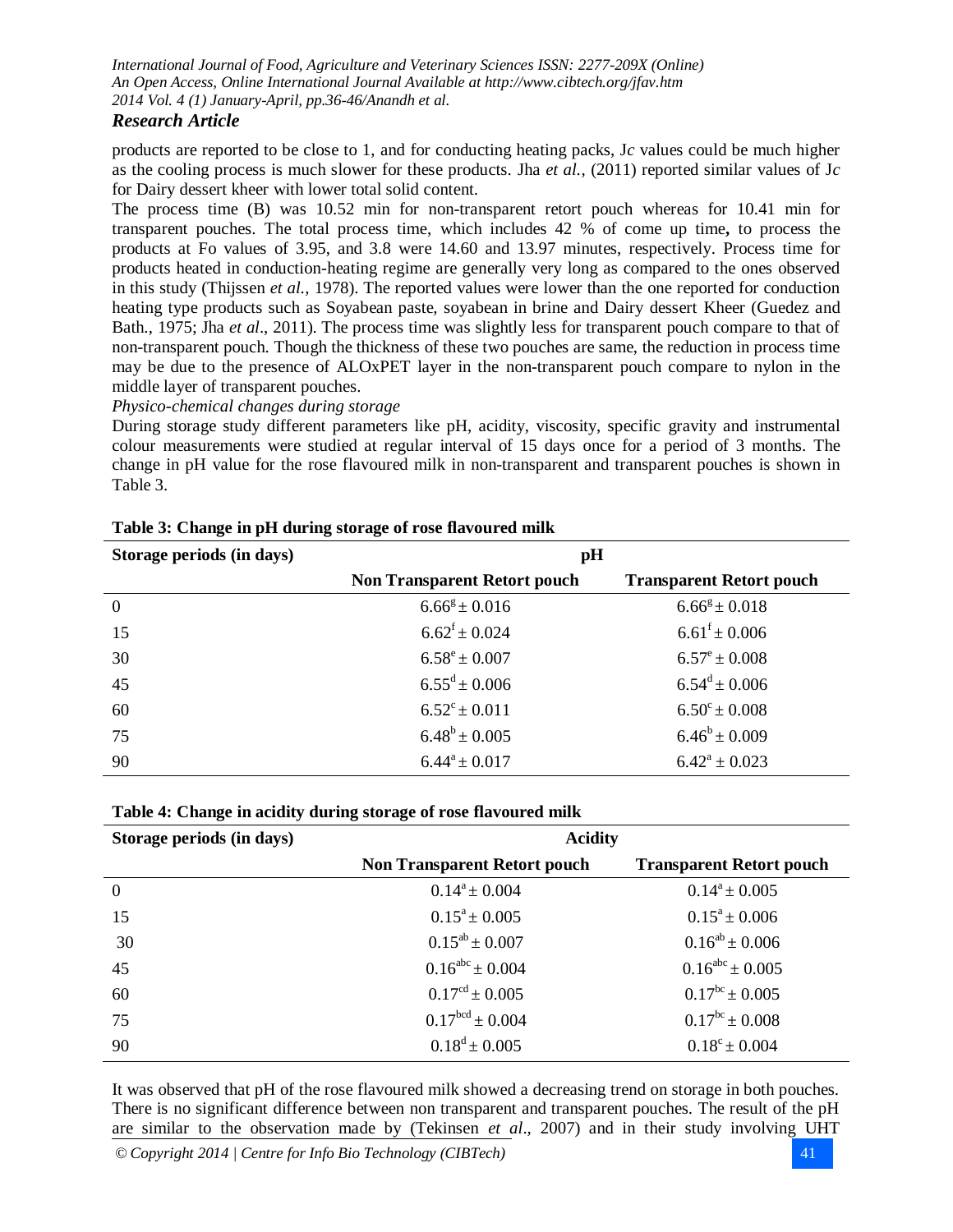products are reported to be close to 1, and for conducting heating packs, J*c* values could be much higher as the cooling process is much slower for these products. Jha *et al.,* (2011) reported similar values of J*c* for Dairy dessert kheer with lower total solid content.

The process time (B) was 10.52 min for non-transparent retort pouch whereas for 10.41 min for transparent pouches. The total process time, which includes 42 % of come up time**,** to process the products at Fo values of 3.95, and 3.8 were 14.60 and 13.97 minutes, respectively. Process time for products heated in conduction-heating regime are generally very long as compared to the ones observed in this study (Thijssen *et al.,* 1978). The reported values were lower than the one reported for conduction heating type products such as Soyabean paste, soyabean in brine and Dairy dessert Kheer (Guedez and Bath., 1975; Jha *et al*., 2011). The process time was slightly less for transparent pouch compare to that of non-transparent pouch. Though the thickness of these two pouches are same, the reduction in process time may be due to the presence of ALOxPET layer in the non-transparent pouch compare to nylon in the middle layer of transparent pouches.

*Physico-chemical changes during storage*

During storage study different parameters like pH, acidity, viscosity, specific gravity and instrumental colour measurements were studied at regular interval of 15 days once for a period of 3 months. The change in pH value for the rose flavoured milk in non-transparent and transparent pouches is shown in Table 3.

**Table 3: Change in pH during storage of rose flavoured milk**

| Storage periods (in days) | pH | |
|---|---|---|
| | **Non Transparent Retort pouch** | **Transparent Retort pouch** |
| 0 | $6.66^{g} \pm 0.016$ | $6.66^{g} \pm 0.018$ |
| 15 | $6.62^{f} \pm 0.024$ | $6.61^{f} \pm 0.006$ |
| 30 | $6.58^{e} \pm 0.007$ | $6.57^{e} \pm 0.008$ |
| 45 | $6.55^{d} \pm 0.006$ | $6.54^{d} \pm 0.006$ |
| 60 | $6.52^{c} \pm 0.011$ | $6.50^{c} \pm 0.008$ |
| 75 | $6.48^{b} \pm 0.005$ | $6.46^{b} \pm 0.009$ |
| 90 | $6.44^{a} \pm 0.017$ | $6.42^{a} \pm 0.023$ |

**Table 4: Change in acidity during storage of rose flavoured milk**

| Storage periods (in days) | Acidity | |
|---|---|---|
| | **Non Transparent Retort pouch** | **Transparent Retort pouch** |
| 0 | $0.14^{a} \pm 0.004$ | $0.14^{a} \pm 0.005$ |
| 15 | $0.15^{a} \pm 0.005$ | $0.15^{a} \pm 0.006$ |
| 30 | $0.15^{ab} \pm 0.007$ | $0.16^{ab} \pm 0.006$ |
| 45 | $0.16^{abc} \pm 0.004$ | $0.16^{abc} \pm 0.005$ |
| 60 | $0.17^{cd} \pm 0.005$ | $0.17^{bc} \pm 0.005$ |
| 75 | $0.17^{bcd} \pm 0.004$ | $0.17^{bc} \pm 0.008$ |
| 90 | $0.18^{d} \pm 0.005$ | $0.18^{c} \pm 0.004$ |

It was observed that pH of the rose flavoured milk showed a decreasing trend on storage in both pouches. There is no significant difference between non transparent and transparent pouches. The result of the pH are similar to the observation made by (Tekinsen *et al*., 2007) and in their study involving UHT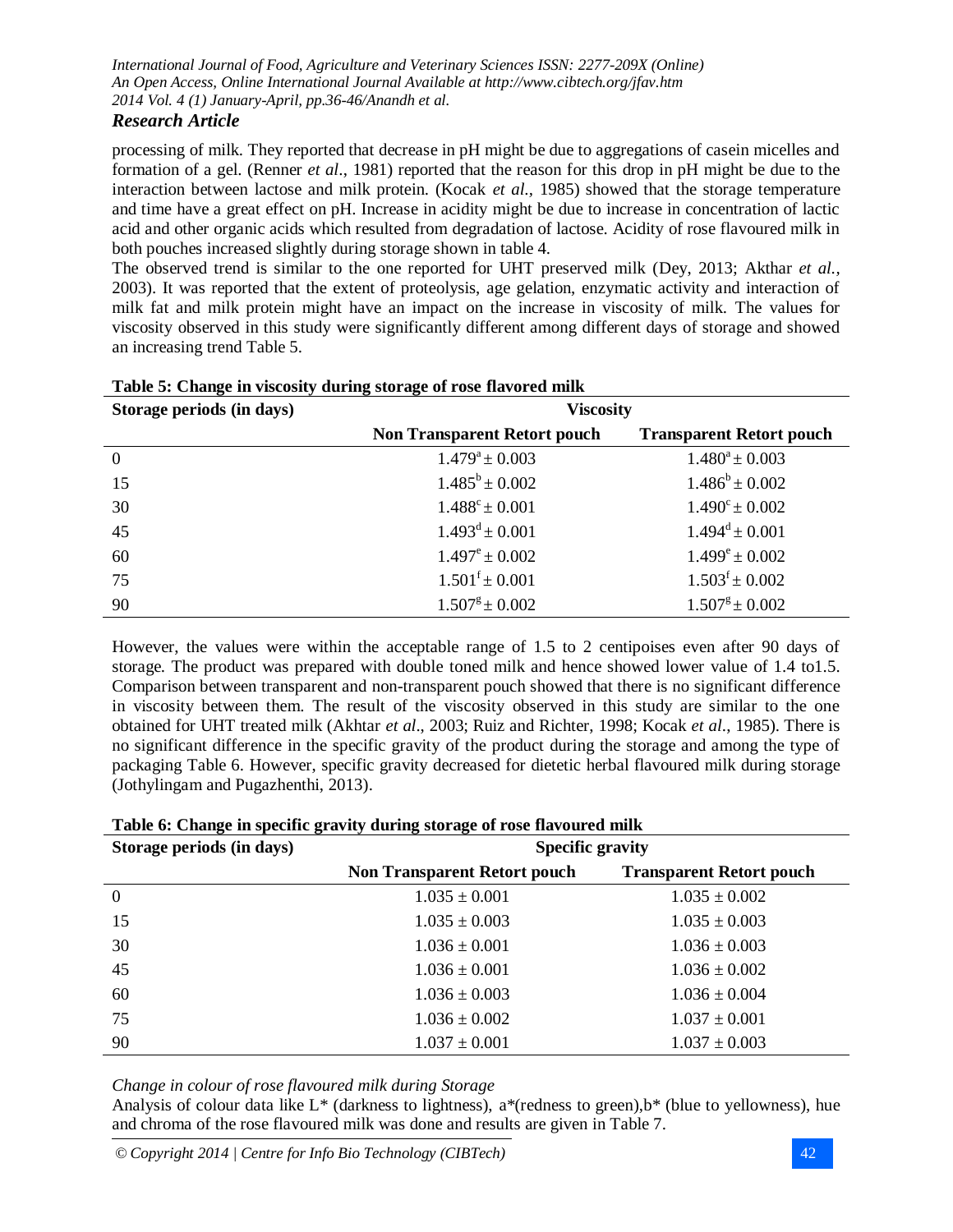processing of milk. They reported that decrease in pH might be due to aggregations of casein micelles and formation of a gel. (Renner *et al*., 1981) reported that the reason for this drop in pH might be due to the interaction between lactose and milk protein. (Kocak *et al*., 1985) showed that the storage temperature and time have a great effect on pH. Increase in acidity might be due to increase in concentration of lactic acid and other organic acids which resulted from degradation of lactose. Acidity of rose flavoured milk in both pouches increased slightly during storage shown in table 4.

The observed trend is similar to the one reported for UHT preserved milk (Dey, 2013; Akthar *et al.*, 2003). It was reported that the extent of proteolysis, age gelation, enzymatic activity and interaction of milk fat and milk protein might have an impact on the increase in viscosity of milk. The values for viscosity observed in this study were significantly different among different days of storage and showed an increasing trend Table 5.

**Table 5: Change in viscosity during storage of rose flavored milk**

| Storage periods (in days) | Viscosity | |
|---|---|---|
| | **Non Transparent Retort pouch** | **Transparent Retort pouch** |
| 0 | $1.479^{a} \pm 0.003$ | $1.480^{a} \pm 0.003$ |
| 15 | $1.485^{b} \pm 0.002$ | $1.486^{b} \pm 0.002$ |
| 30 | $1.488^{c} \pm 0.001$ | $1.490^{c} \pm 0.002$ |
| 45 | $1.493^{d} \pm 0.001$ | $1.494^{d} \pm 0.001$ |
| 60 | $1.497^{e} \pm 0.002$ | $1.499^{e} \pm 0.002$ |
| 75 | $1.501^{f} \pm 0.001$ | $1.503^{f} \pm 0.002$ |
| 90 | $1.507^{g} \pm 0.002$ | $1.507^{g} \pm 0.002$ |

However, the values were within the acceptable range of 1.5 to 2 centipoises even after 90 days of storage. The product was prepared with double toned milk and hence showed lower value of 1.4 to1.5. Comparison between transparent and non-transparent pouch showed that there is no significant difference in viscosity between them. The result of the viscosity observed in this study are similar to the one obtained for UHT treated milk (Akhtar *et al*., 2003; Ruiz and Richter, 1998; Kocak *et al*., 1985). There is no significant difference in the specific gravity of the product during the storage and among the type of packaging Table 6. However, specific gravity decreased for dietetic herbal flavoured milk during storage (Jothylingam and Pugazhenthi, 2013).

**Table 6: Change in specific gravity during storage of rose flavoured milk**

| Storage periods (in days) | Specific gravity | |
|---|---|---|
| | **Non Transparent Retort pouch** | **Transparent Retort pouch** |
| 0 | 1.035 ± 0.001 | 1.035 ± 0.002 |
| 15 | 1.035 ± 0.003 | 1.035 ± 0.003 |
| 30 | 1.036 ± 0.001 | 1.036 ± 0.003 |
| 45 | 1.036 ± 0.001 | 1.036 ± 0.002 |
| 60 | 1.036 ± 0.003 | 1.036 ± 0.004 |
| 75 | 1.036 ± 0.002 | 1.037 ± 0.001 |
| 90 | 1.037 ± 0.001 | 1.037 ± 0.003 |

*Change in colour of rose flavoured milk during Storage*

Analysis of colour data like L* (darkness to lightness), a*(redness to green),b* (blue to yellowness), hue and chroma of the rose flavoured milk was done and results are given in Table 7.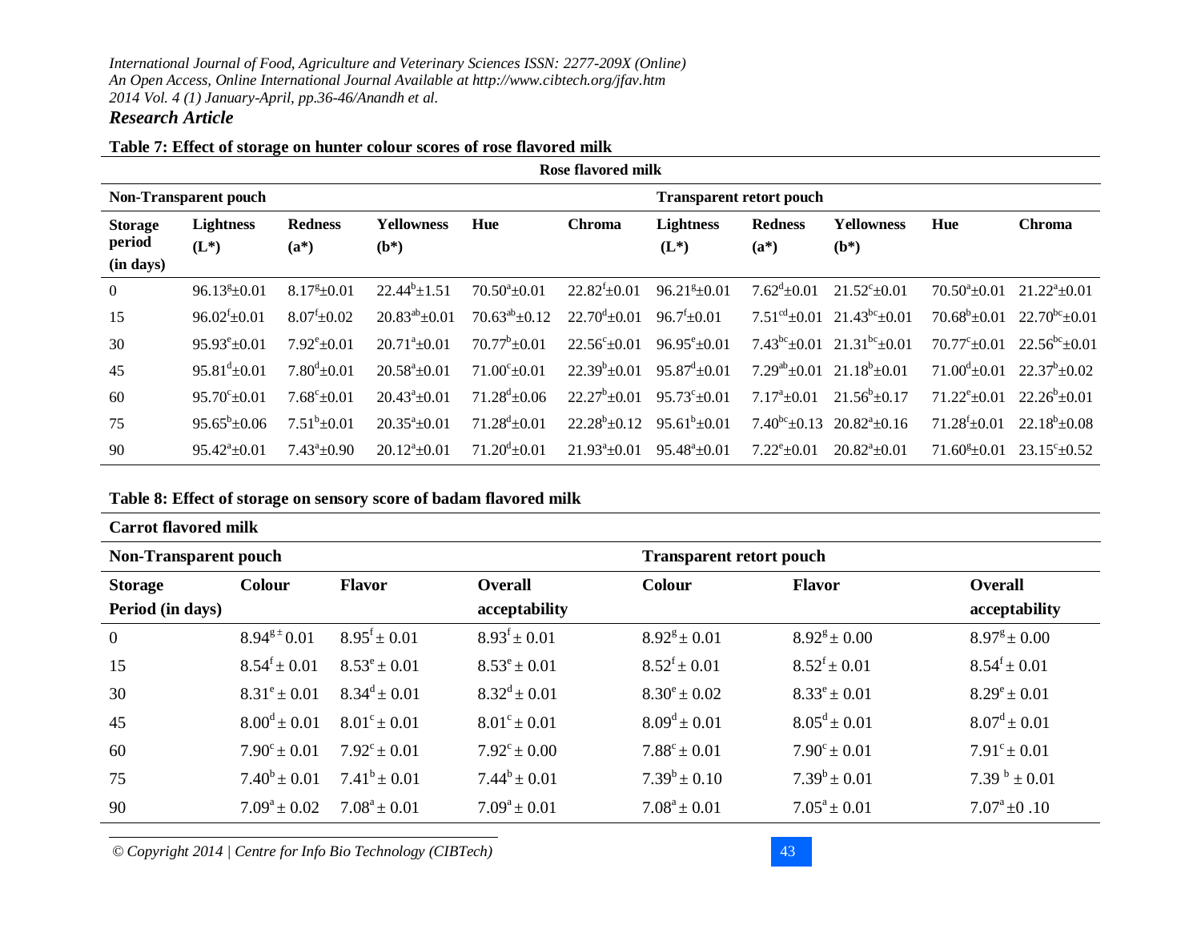**Table 7: Effect of storage on hunter colour scores of rose flavored milk**

| Rose flavored milk | | | | | | | | | | |
|---|---|---|---|---|---|---|---|---|---|---|
| **Non-Transparent pouch** | | | | | | **Transparent retort pouch** | | | | |
| **Storage period (in days)** | **Lightness (L*)** | **Redness (a*)** | **Yellowness (b*)** | **Hue** | **Chroma** | **Lightness (L*)** | **Redness (a*)** | **Yellowness (b*)** | **Hue** | **Chroma** |
| 0 | $96.13^{g}$±0.01 | $8.17^{g}$±0.01 | $22.44^{b}$±1.51 | $70.50^{a}$±0.01 | $22.82^{f}$±0.01 | $96.21^{g}$±0.01 | $7.62^{d}$±0.01 | $21.52^{c}$±0.01 | $70.50^{a}$±0.01 | $21.22^{a}$±0.01 |
| 15 | $96.02^{f}$±0.01 | $8.07^{f}$±0.02 | $20.83^{ab}$±0.01 | $70.63^{ab}$±0.12 | $22.70^{d}$±0.01 | $96.7^{f}$±0.01 | $7.51^{cd}$±0.01 | $21.43^{bc}$±0.01 | $70.68^{b}$±0.01 | $22.70^{bc}$±0.01 |
| 30 | $95.93^{e}$±0.01 | $7.92^{e}$±0.01 | $20.71^{a}$±0.01 | $70.77^{b}$±0.01 | $22.56^{c}$±0.01 | $96.95^{e}$±0.01 | $7.43^{bc}$±0.01 | $21.31^{bc}$±0.01 | $70.77^{c}$±0.01 | $22.56^{bc}$±0.01 |
| 45 | $95.81^{d}$±0.01 | $7.80^{d}$±0.01 | $20.58^{a}$±0.01 | $71.00^{c}$±0.01 | $22.39^{b}$±0.01 | $95.87^{d}$±0.01 | $7.29^{ab}$±0.01 | $21.18^{b}$±0.01 | $71.00^{d}$±0.01 | $22.37^{b}$±0.02 |
| 60 | $95.70^{c}$±0.01 | $7.68^{c}$±0.01 | $20.43^{a}$±0.01 | $71.28^{d}$±0.06 | $22.27^{b}$±0.01 | $95.73^{c}$±0.01 | $7.17^{a}$±0.01 | $21.56^{b}$±0.17 | $71.22^{e}$±0.01 | $22.26^{b}$±0.01 |
| 75 | $95.65^{b}$±0.06 | $7.51^{b}$±0.01 | $20.35^{a}$±0.01 | $71.28^{d}$±0.01 | $22.28^{b}$±0.12 | $95.61^{b}$±0.01 | $7.40^{bc}$±0.13 | $20.82^{a}$±0.16 | $71.28^{f}$±0.01 | $22.18^{b}$±0.08 |
| 90 | $95.42^{a}$±0.01 | $7.43^{a}$±0.90 | $20.12^{a}$±0.01 | $71.20^{d}$±0.01 | $21.93^{a}$±0.01 | $95.48^{a}$±0.01 | $7.22^{e}$±0.01 | $20.82^{a}$±0.01 | $71.60^{g}$±0.01 | $23.15^{c}$±0.52 |

**Table 8: Effect of storage on sensory score of badam flavored milk**

| Carrot flavored milk | | | | | | |
|---|---|---|---|---|---|---|
| **Non-Transparent pouch** | | | | **Transparent retort pouch** | | |
| **Storage Period (in days)** | **Colour** | **Flavor** | **Overall acceptability** | **Colour** | **Flavor** | **Overall acceptability** |
| 0 | $8.94^{g}$ ± 0.01 | $8.95^{f}$ ± 0.01 | $8.93^{f}$ ± 0.01 | $8.92^{g}$ ± 0.01 | $8.92^{g}$ ± 0.00 | $8.97^{g}$ ± 0.00 |
| 15 | $8.54^{f}$ ± 0.01 | $8.53^{e}$ ± 0.01 | $8.53^{e}$ ± 0.01 | $8.52^{f}$ ± 0.01 | $8.52^{f}$ ± 0.01 | $8.54^{f}$ ± 0.01 |
| 30 | $8.31^{e}$ ± 0.01 | $8.34^{d}$ ± 0.01 | $8.32^{d}$ ± 0.01 | $8.30^{e}$ ± 0.02 | $8.33^{e}$ ± 0.01 | $8.29^{e}$ ± 0.01 |
| 45 | $8.00^{d}$ ± 0.01 | $8.01^{c}$ ± 0.01 | $8.01^{c}$ ± 0.01 | $8.09^{d}$ ± 0.01 | $8.05^{d}$ ± 0.01 | $8.07^{d}$ ± 0.01 |
| 60 | $7.90^{c}$ ± 0.01 | $7.92^{c}$ ± 0.01 | $7.92^{c}$ ± 0.00 | $7.88^{c}$ ± 0.01 | $7.90^{c}$ ± 0.01 | $7.91^{c}$ ± 0.01 |
| 75 | $7.40^{b}$ ± 0.01 | $7.41^{b}$ ± 0.01 | $7.44^{b}$ ± 0.01 | $7.39^{b}$ ± 0.10 | $7.39^{b}$ ± 0.01 | $7.39^{b}$ ± 0.01 |
| 90 | $7.09^{a}$ ± 0.02 | $7.08^{a}$ ± 0.01 | $7.09^{a}$ ± 0.01 | $7.08^{a}$ ± 0.01 | $7.05^{a}$ ± 0.01 | $7.07^{a}$ ±0 .10 |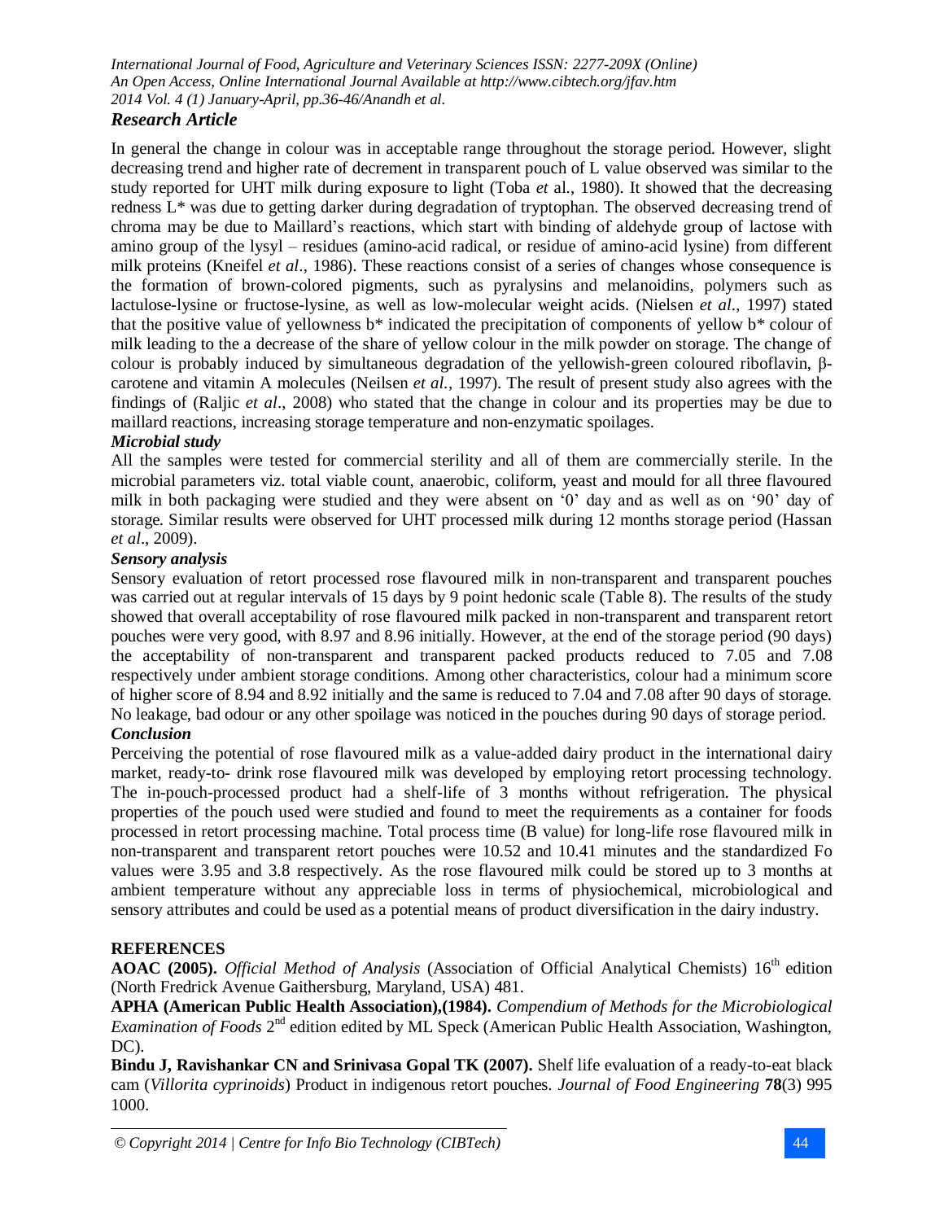In general the change in colour was in acceptable range throughout the storage period. However, slight decreasing trend and higher rate of decrement in transparent pouch of L value observed was similar to the study reported for UHT milk during exposure to light (Toba *et* al., 1980). It showed that the decreasing redness L* was due to getting darker during degradation of tryptophan. The observed decreasing trend of chroma may be due to Maillard's reactions, which start with binding of aldehyde group of lactose with amino group of the lysyl – residues (amino-acid radical, or residue of amino-acid lysine) from different milk proteins (Kneifel *et al*., 1986). These reactions consist of a series of changes whose consequence is the formation of brown-colored pigments, such as pyralysins and melanoidins, polymers such as lactulose-lysine or fructose-lysine, as well as low-molecular weight acids. (Nielsen *et al*., 1997) stated that the positive value of yellowness b* indicated the precipitation of components of yellow b* colour of milk leading to the a decrease of the share of yellow colour in the milk powder on storage. The change of colour is probably induced by simultaneous degradation of the yellowish-green coloured riboflavin, β-carotene and vitamin A molecules (Neilsen *et al.*, 1997). The result of present study also agrees with the findings of (Raljic *et al*., 2008) who stated that the change in colour and its properties may be due to maillard reactions, increasing storage temperature and non-enzymatic spoilages.

### *Microbial study*

All the samples were tested for commercial sterility and all of them are commercially sterile. In the microbial parameters viz. total viable count, anaerobic, coliform, yeast and mould for all three flavoured milk in both packaging were studied and they were absent on '0' day and as well as on '90' day of storage. Similar results were observed for UHT processed milk during 12 months storage period (Hassan *et al*., 2009).

### *Sensory analysis*

Sensory evaluation of retort processed rose flavoured milk in non-transparent and transparent pouches was carried out at regular intervals of 15 days by 9 point hedonic scale (Table 8). The results of the study showed that overall acceptability of rose flavoured milk packed in non-transparent and transparent retort pouches were very good, with 8.97 and 8.96 initially. However, at the end of the storage period (90 days) the acceptability of non-transparent and transparent packed products reduced to 7.05 and 7.08 respectively under ambient storage conditions. Among other characteristics, colour had a minimum score of higher score of 8.94 and 8.92 initially and the same is reduced to 7.04 and 7.08 after 90 days of storage. No leakage, bad odour or any other spoilage was noticed in the pouches during 90 days of storage period.

### *Conclusion*

Perceiving the potential of rose flavoured milk as a value-added dairy product in the international dairy market, ready-to- drink rose flavoured milk was developed by employing retort processing technology. The in-pouch-processed product had a shelf-life of 3 months without refrigeration. The physical properties of the pouch used were studied and found to meet the requirements as a container for foods processed in retort processing machine. Total process time (B value) for long-life rose flavoured milk in non-transparent and transparent retort pouches were 10.52 and 10.41 minutes and the standardized Fo values were 3.95 and 3.8 respectively. As the rose flavoured milk could be stored up to 3 months at ambient temperature without any appreciable loss in terms of physiochemical, microbiological and sensory attributes and could be used as a potential means of product diversification in the dairy industry.

## REFERENCES

**AOAC (2005).** *Official Method of Analysis* (Association of Official Analytical Chemists) 16th edition (North Fredrick Avenue Gaithersburg, Maryland, USA) 481.

**APHA (American Public Health Association),(1984).** *Compendium of Methods for the Microbiological Examination of Foods* 2nd edition edited by ML Speck (American Public Health Association, Washington, DC).

**Bindu J, Ravishankar CN and Srinivasa Gopal TK (2007).** Shelf life evaluation of a ready-to-eat black cam (*Villorita cyprinoids*) Product in indigenous retort pouches. *Journal of Food Engineering* **78**(3) 995 1000.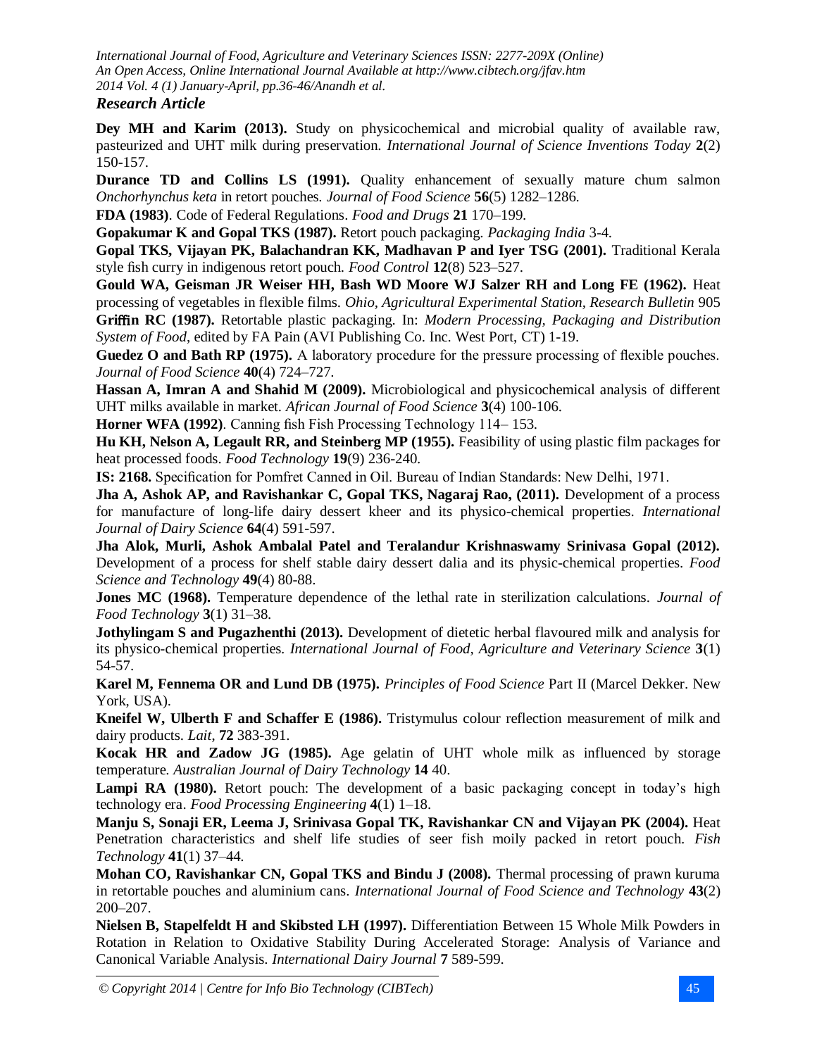**Dey MH and Karim (2013).** Study on physicochemical and microbial quality of available raw, pasteurized and UHT milk during preservation. *International Journal of Science Inventions Today* **2**(2) 150-157.

**Durance TD and Collins LS (1991).** Quality enhancement of sexually mature chum salmon *Onchorhynchus keta* in retort pouches. *Journal of Food Science* **56**(5) 1282–1286.

**FDA (1983)**. Code of Federal Regulations. *Food and Drugs* **21** 170–199.

**Gopakumar K and Gopal TKS (1987).** Retort pouch packaging. *Packaging India* 3-4.

**Gopal TKS, Vijayan PK, Balachandran KK, Madhavan P and Iyer TSG (2001).** Traditional Kerala style fish curry in indigenous retort pouch. *Food Control* **12**(8) 523–527.

**Gould WA, Geisman JR Weiser HH, Bash WD Moore WJ Salzer RH and Long FE (1962).** Heat processing of vegetables in flexible films. *Ohio, Agricultural Experimental Station, Research Bulletin* 905

**Griffin RC (1987).** Retortable plastic packaging. In: *Modern Processing, Packaging and Distribution System of Food*, edited by FA Pain (AVI Publishing Co. Inc. West Port, CT) 1-19.

**Guedez O and Bath RP (1975).** A laboratory procedure for the pressure processing of flexible pouches. *Journal of Food Science* **40**(4) 724–727.

**Hassan A, Imran A and Shahid M (2009).** Microbiological and physicochemical analysis of different UHT milks available in market. *African Journal of Food Science* **3**(4) 100-106.

**Horner WFA (1992)**. Canning fish Fish Processing Technology 114– 153.

**Hu KH, Nelson A, Legault RR, and Steinberg MP (1955).** Feasibility of using plastic film packages for heat processed foods. *Food Technology* **19**(9) 236-240.

**IS: 2168.** Specification for Pomfret Canned in Oil. Bureau of Indian Standards: New Delhi, 1971.

**Jha A, Ashok AP, and Ravishankar C, Gopal TKS, Nagaraj Rao, (2011).** Development of a process for manufacture of long-life dairy dessert kheer and its physico-chemical properties. *International Journal of Dairy Science* **64**(4) 591-597.

**Jha Alok, Murli, Ashok Ambalal Patel and Teralandur Krishnaswamy Srinivasa Gopal (2012).** Development of a process for shelf stable dairy dessert dalia and its physic-chemical properties. *Food Science and Technology* **49**(4) 80-88.

**Jones MC (1968).** Temperature dependence of the lethal rate in sterilization calculations. *Journal of Food Technology* **3**(1) 31–38.

**Jothylingam S and Pugazhenthi (2013).** Development of dietetic herbal flavoured milk and analysis for its physico-chemical properties. *International Journal of Food, Agriculture and Veterinary Science* **3**(1) 54-57.

**Karel M, Fennema OR and Lund DB (1975).** *Principles of Food Science* Part II (Marcel Dekker. New York, USA).

**Kneifel W, Ulberth F and Schaffer E (1986).** Tristymulus colour reflection measurement of milk and dairy products. *Lait*, **72** 383-391.

**Kocak HR and Zadow JG (1985).** Age gelatin of UHT whole milk as influenced by storage temperature. *Australian Journal of Dairy Technology* **14** 40.

**Lampi RA (1980).** Retort pouch: The development of a basic packaging concept in today's high technology era. *Food Processing Engineering* **4**(1) 1–18.

**Manju S, Sonaji ER, Leema J, Srinivasa Gopal TK, Ravishankar CN and Vijayan PK (2004).** Heat Penetration characteristics and shelf life studies of seer fish moily packed in retort pouch. *Fish Technology* **41**(1) 37–44.

**Mohan CO, Ravishankar CN, Gopal TKS and Bindu J (2008).** Thermal processing of prawn kuruma in retortable pouches and aluminium cans. *International Journal of Food Science and Technology* **43**(2) 200–207.

**Nielsen B, Stapelfeldt H and Skibsted LH (1997).** Differentiation Between 15 Whole Milk Powders in Rotation in Relation to Oxidative Stability During Accelerated Storage: Analysis of Variance and Canonical Variable Analysis. *International Dairy Journal* **7** 589-599.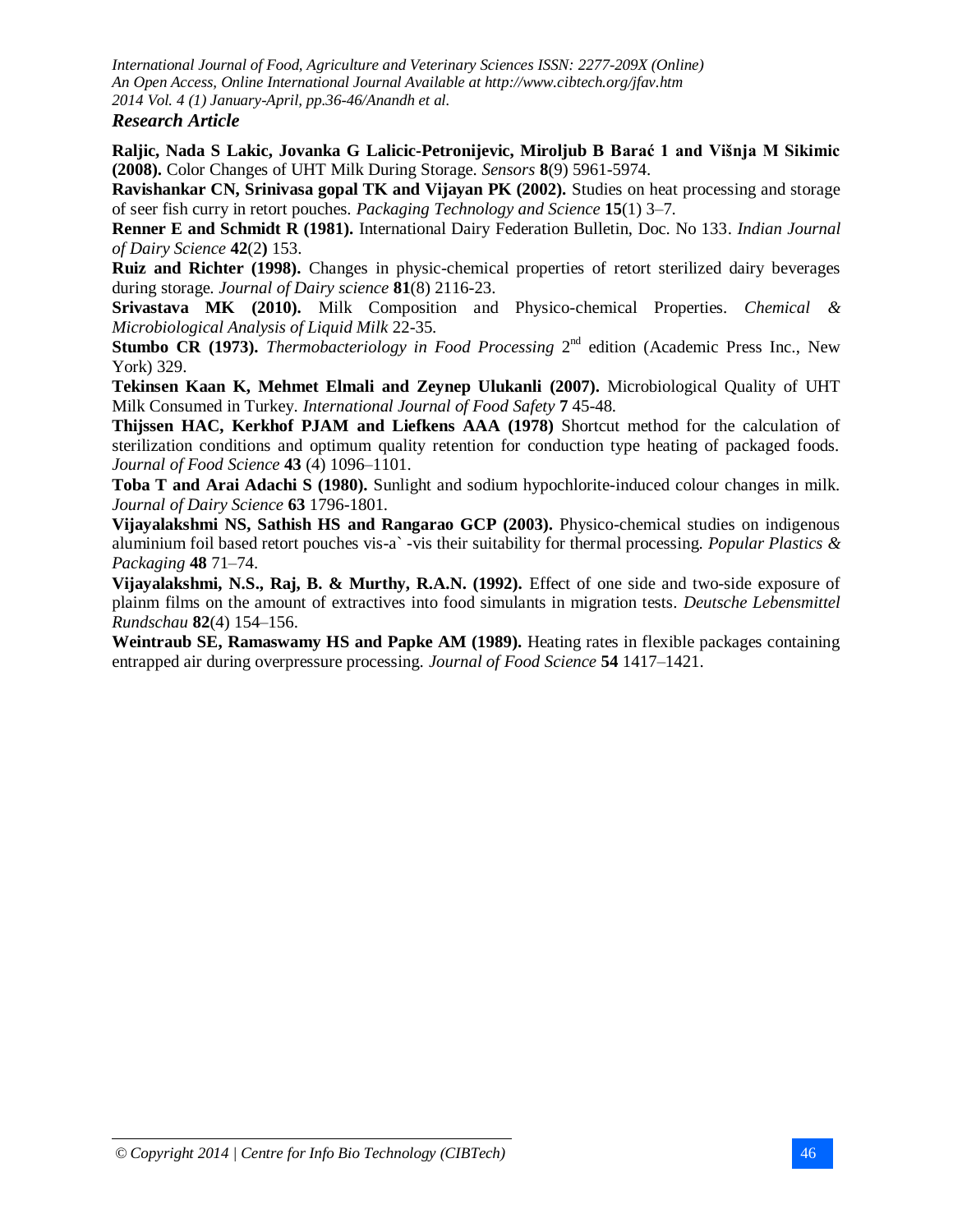**Raljic, Nada S Lakic, Jovanka G Lalicic-Petronijevic, Miroljub B Barać 1 and Višnja M Sikimic (2008).** Color Changes of UHT Milk During Storage. *Sensors* **8**(9) 5961-5974.

**Ravishankar CN, Srinivasa gopal TK and Vijayan PK (2002).** Studies on heat processing and storage of seer fish curry in retort pouches. *Packaging Technology and Science* **15**(1) 3–7.

**Renner E and Schmidt R (1981).** International Dairy Federation Bulletin, Doc. No 133. *Indian Journal of Dairy Science* **42**(2**)** 153.

**Ruiz and Richter (1998).** Changes in physic-chemical properties of retort sterilized dairy beverages during storage. *Journal of Dairy science* **81**(8) 2116-23.

**Srivastava MK (2010).** Milk Composition and Physico-chemical Properties. *Chemical & Microbiological Analysis of Liquid Milk* 22-35.

**Stumbo CR (1973).** *Thermobacteriology in Food Processing* 2nd edition (Academic Press Inc., New York) 329.

**Tekinsen Kaan K, Mehmet Elmali and Zeynep Ulukanli (2007).** Microbiological Quality of UHT Milk Consumed in Turkey. *International Journal of Food Safety* **7** 45-48.

**Thijssen HAC, Kerkhof PJAM and Liefkens AAA (1978)** Shortcut method for the calculation of sterilization conditions and optimum quality retention for conduction type heating of packaged foods. *Journal of Food Science* **43** (4) 1096–1101.

**Toba T and Arai Adachi S (1980).** Sunlight and sodium hypochlorite-induced colour changes in milk. *Journal of Dairy Science* **63** 1796-1801.

**Vijayalakshmi NS, Sathish HS and Rangarao GCP (2003).** Physico-chemical studies on indigenous aluminium foil based retort pouches vis-a` -vis their suitability for thermal processing. *Popular Plastics & Packaging* **48** 71–74.

**Vijayalakshmi, N.S., Raj, B. & Murthy, R.A.N. (1992).** Effect of one side and two-side exposure of plainm films on the amount of extractives into food simulants in migration tests. *Deutsche Lebensmittel Rundschau* **82**(4) 154–156.

**Weintraub SE, Ramaswamy HS and Papke AM (1989).** Heating rates in flexible packages containing entrapped air during overpressure processing. *Journal of Food Science* **54** 1417–1421.